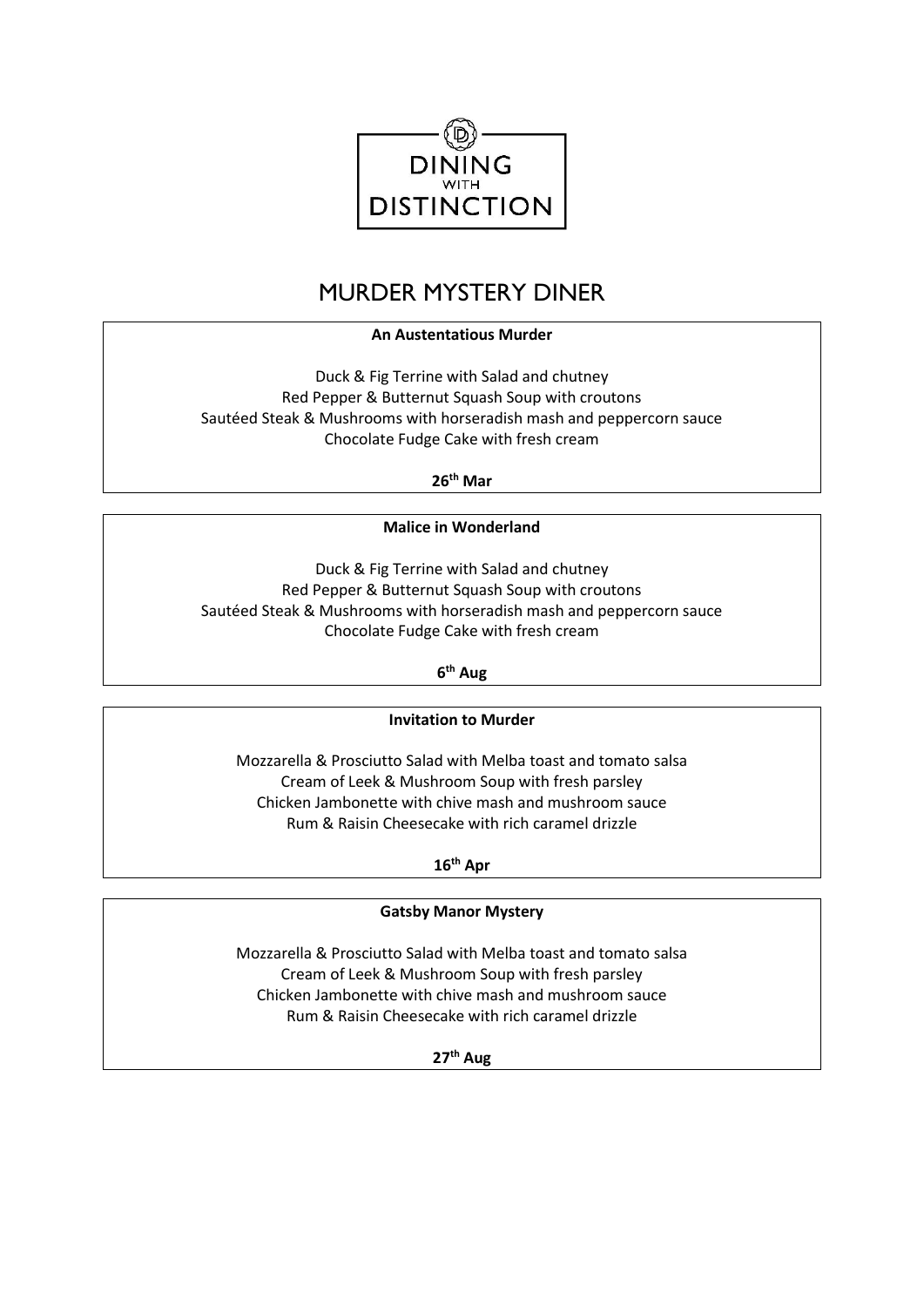DINING WITH DISTINCTION

# MURDER MYSTERY DINER

**An Austentatious Murder**

Duck & Fig Terrine with Salad and chutney
Red Pepper & Butternut Squash Soup with croutons
Sautéed Steak & Mushrooms with horseradish mash and peppercorn sauce
Chocolate Fudge Cake with fresh cream

**26th Mar**

**Malice in Wonderland**

Duck & Fig Terrine with Salad and chutney
Red Pepper & Butternut Squash Soup with croutons
Sautéed Steak & Mushrooms with horseradish mash and peppercorn sauce
Chocolate Fudge Cake with fresh cream

**6th Aug**

**Invitation to Murder**

Mozzarella & Prosciutto Salad with Melba toast and tomato salsa
Cream of Leek & Mushroom Soup with fresh parsley
Chicken Jambonette with chive mash and mushroom sauce
Rum & Raisin Cheesecake with rich caramel drizzle

**16th Apr**

**Gatsby Manor Mystery**

Mozzarella & Prosciutto Salad with Melba toast and tomato salsa
Cream of Leek & Mushroom Soup with fresh parsley
Chicken Jambonette with chive mash and mushroom sauce
Rum & Raisin Cheesecake with rich caramel drizzle

**27th Aug**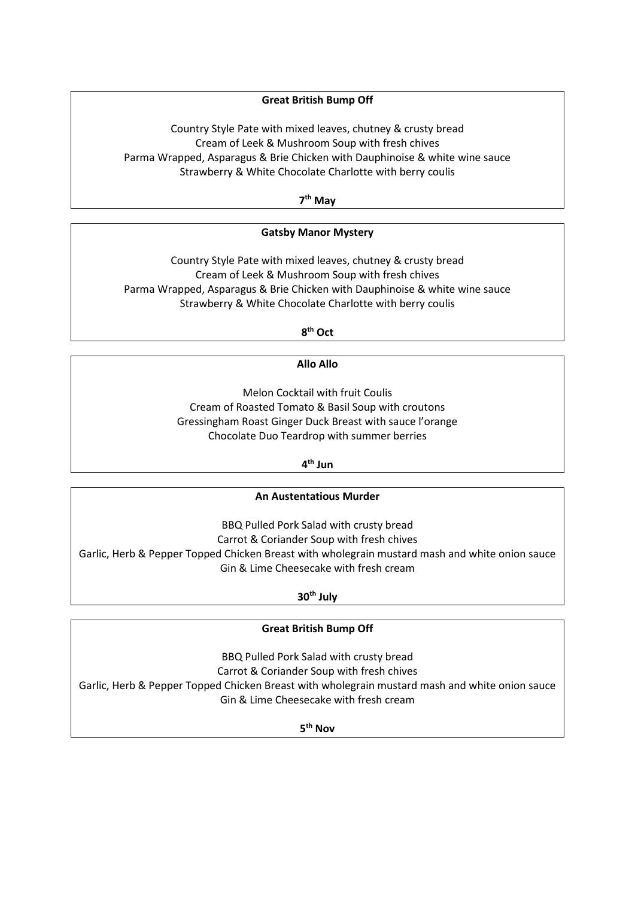**Great British Bump Off**

Country Style Pate with mixed leaves, chutney & crusty bread
Cream of Leek & Mushroom Soup with fresh chives
Parma Wrapped, Asparagus & Brie Chicken with Dauphinoise & white wine sauce
Strawberry & White Chocolate Charlotte with berry coulis

**7th May**

---

**Gatsby Manor Mystery**

Country Style Pate with mixed leaves, chutney & crusty bread
Cream of Leek & Mushroom Soup with fresh chives
Parma Wrapped, Asparagus & Brie Chicken with Dauphinoise & white wine sauce
Strawberry & White Chocolate Charlotte with berry coulis

**8th Oct**

---

**Allo Allo**

Melon Cocktail with fruit Coulis
Cream of Roasted Tomato & Basil Soup with croutons
Gressingham Roast Ginger Duck Breast with sauce l'orange
Chocolate Duo Teardrop with summer berries

**4th Jun**

---

**An Austentatious Murder**

BBQ Pulled Pork Salad with crusty bread
Carrot & Coriander Soup with fresh chives
Garlic, Herb & Pepper Topped Chicken Breast with wholegrain mustard mash and white onion sauce
Gin & Lime Cheesecake with fresh cream

**30th July**

---

**Great British Bump Off**

BBQ Pulled Pork Salad with crusty bread
Carrot & Coriander Soup with fresh chives
Garlic, Herb & Pepper Topped Chicken Breast with wholegrain mustard mash and white onion sauce
Gin & Lime Cheesecake with fresh cream

**5th Nov**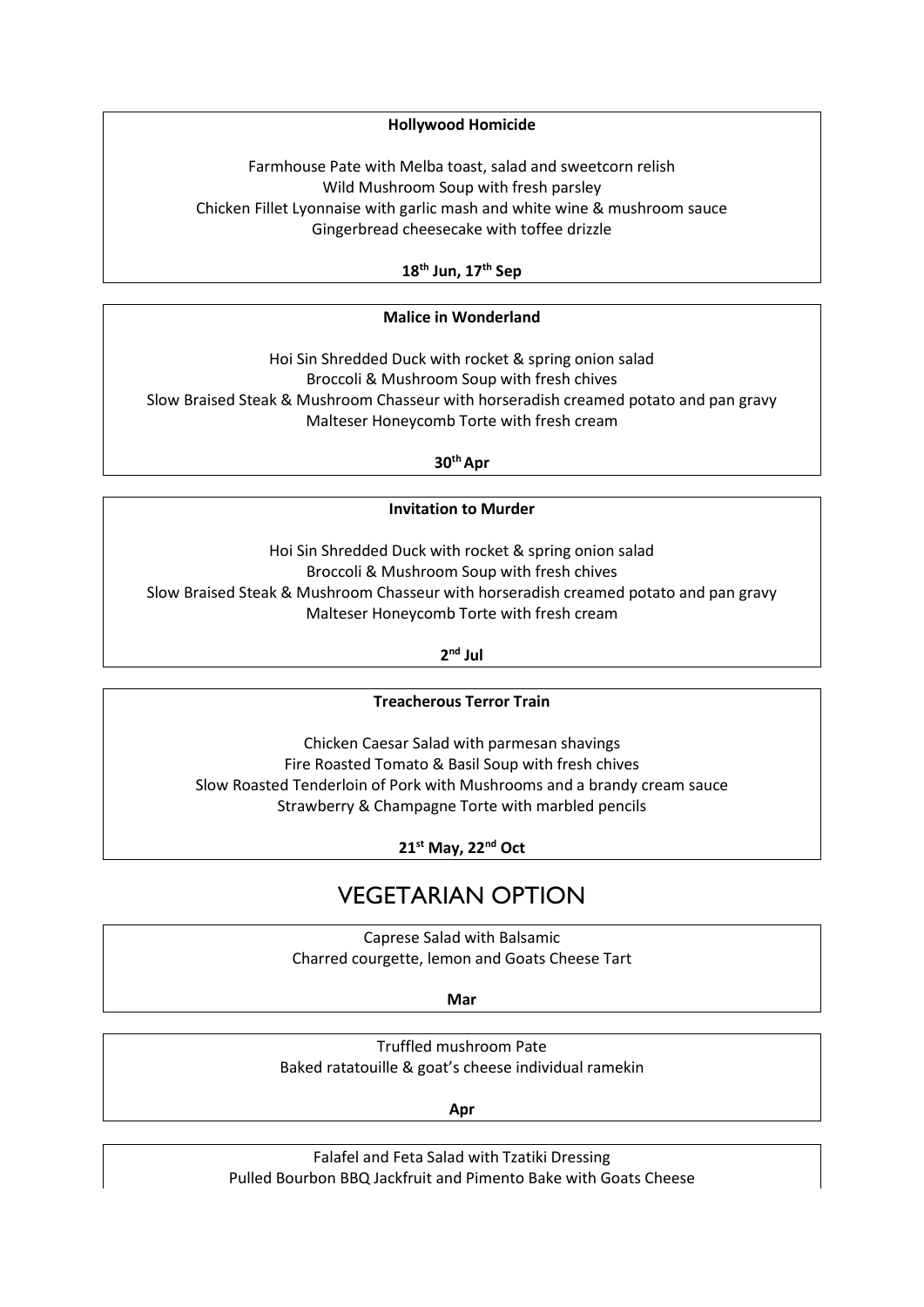**Hollywood Homicide**

Farmhouse Pate with Melba toast, salad and sweetcorn relish
Wild Mushroom Soup with fresh parsley
Chicken Fillet Lyonnaise with garlic mash and white wine & mushroom sauce
Gingerbread cheesecake with toffee drizzle

**18th Jun, 17th Sep**

**Malice in Wonderland**

Hoi Sin Shredded Duck with rocket & spring onion salad
Broccoli & Mushroom Soup with fresh chives
Slow Braised Steak & Mushroom Chasseur with horseradish creamed potato and pan gravy
Malteser Honeycomb Torte with fresh cream

**30th Apr**

**Invitation to Murder**

Hoi Sin Shredded Duck with rocket & spring onion salad
Broccoli & Mushroom Soup with fresh chives
Slow Braised Steak & Mushroom Chasseur with horseradish creamed potato and pan gravy
Malteser Honeycomb Torte with fresh cream

**2nd Jul**

**Treacherous Terror Train**

Chicken Caesar Salad with parmesan shavings
Fire Roasted Tomato & Basil Soup with fresh chives
Slow Roasted Tenderloin of Pork with Mushrooms and a brandy cream sauce
Strawberry & Champagne Torte with marbled pencils

**21st May, 22nd Oct**

# VEGETARIAN OPTION

Caprese Salad with Balsamic
Charred courgette, lemon and Goats Cheese Tart

**Mar**

Truffled mushroom Pate
Baked ratatouille & goat's cheese individual ramekin

**Apr**

Falafel and Feta Salad with Tzatiki Dressing
Pulled Bourbon BBQ Jackfruit and Pimento Bake with Goats Cheese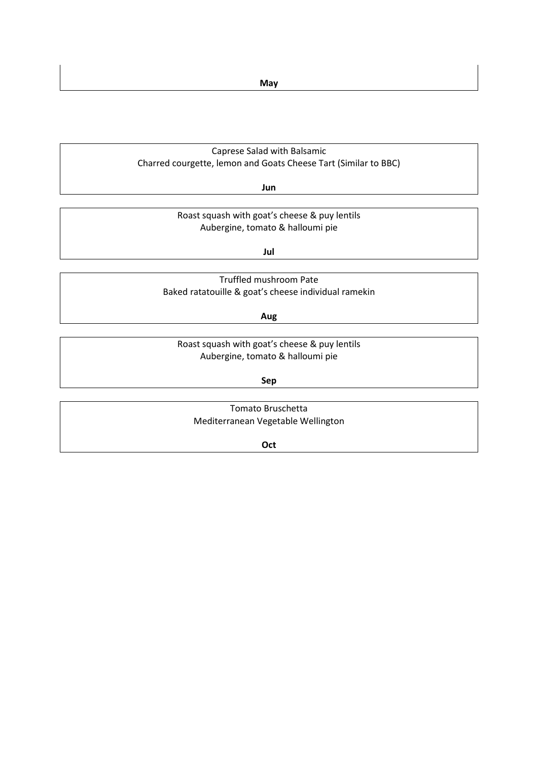**May**

Caprese Salad with Balsamic
Charred courgette, lemon and Goats Cheese Tart (Similar to BBC)

**Jun**

Roast squash with goat's cheese & puy lentils
Aubergine, tomato & halloumi pie

**Jul**

Truffled mushroom Pate
Baked ratatouille & goat's cheese individual ramekin

**Aug**

Roast squash with goat's cheese & puy lentils
Aubergine, tomato & halloumi pie

**Sep**

Tomato Bruschetta
Mediterranean Vegetable Wellington

**Oct**